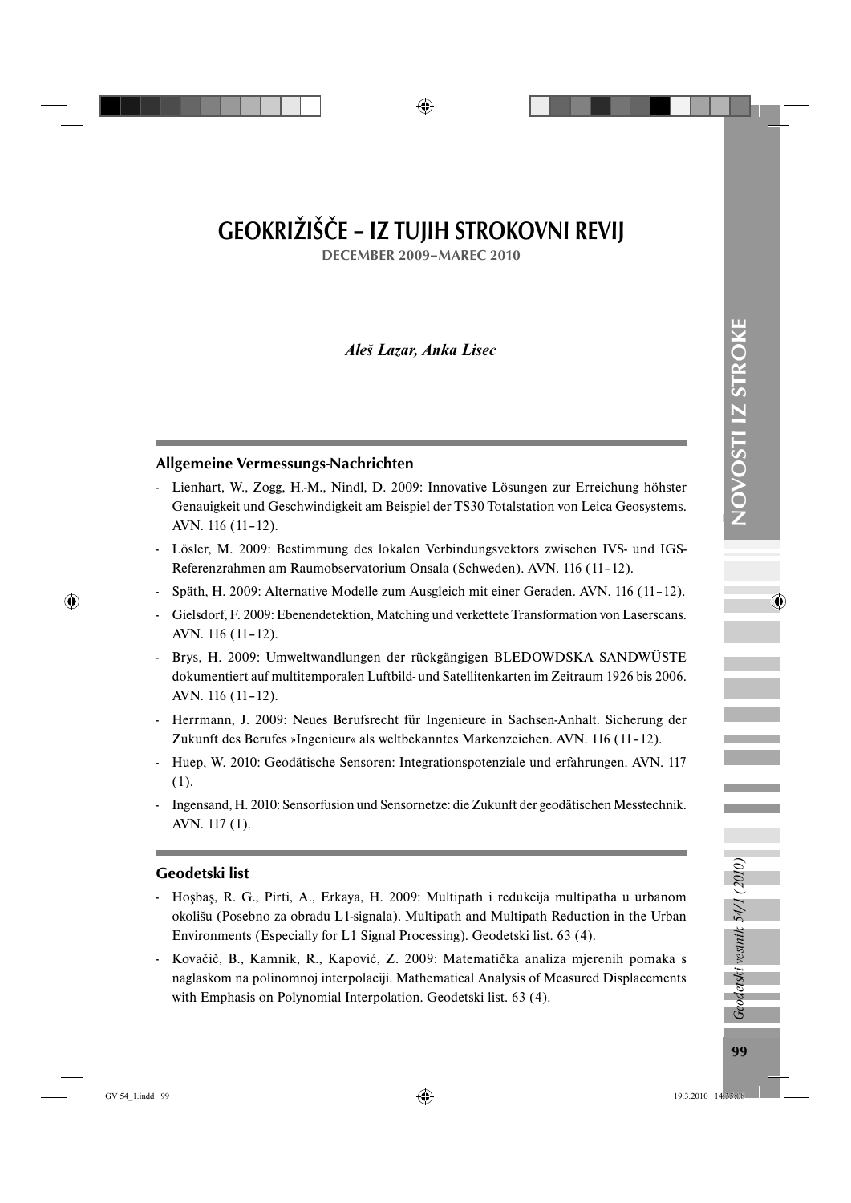# GEOKRIŽIŠČE – IZ TUJIH STROKOVNI REVIJ

**DECEMBER 2009–MAREC 2010**

*Aleš Lazar, Anka Lisec*

## Allgemeine Vermessungs-Nachrichten

- Lienhart, W., Zogg, H.-M., Nindl, D. 2009: Innovative Lösungen zur Erreichung höhster Genauigkeit und Geschwindigkeit am Beispiel der TS30 Totalstation von Leica Geosystems. AVN. 116 (11–12).
- Lösler, M. 2009: Bestimmung des lokalen Verbindungsvektors zwischen IVS- und IGS-Referenzrahmen am Raumobservatorium Onsala (Schweden). AVN. 116 (11–12).
- Späth, H. 2009: Alternative Modelle zum Ausgleich mit einer Geraden. AVN. 116 (11–12).
- Gielsdorf, F. 2009: Ebenendetektion, Matching und verkettete Transformation von Laserscans. AVN. 116 (11–12).
- Brys, H. 2009: Umweltwandlungen der rückgängigen BLEDOWDSKA SANDWÜSTE dokumentiert auf multitemporalen Luftbild- und Satellitenkarten im Zeitraum 1926 bis 2006. AVN. 116 (11–12).
- Herrmann, J. 2009: Neues Berufsrecht für Ingenieure in Sachsen-Anhalt. Sicherung der Zukunft des Berufes »Ingenieur« als weltbekanntes Markenzeichen. AVN. 116 (11–12).
- Huep, W. 2010: Geodätische Sensoren: Integrationspotenziale und erfahrungen. AVN. 117 (1).
- Ingensand, H. 2010: Sensorfusion und Sensornetze: die Zukunft der geodätischen Messtechnik. AVN. 117 (1).

## Geodetski list

- Hoşbaş, R. G., Pirti, A., Erkaya, H. 2009: Multipath i redukcija multipatha u urbanom okolišu (Posebno za obradu L1-signala). Multipath and Multipath Reduction in the Urban Environments (Especially for L1 Signal Processing). Geodetski list. 63 (4).
- Kovačič, B., Kamnik, R., Kapović, Z. 2009: Matematička analiza mjerenih pomaka s naglaskom na polinomnoj interpolaciji. Mathematical Analysis of Measured Displacements with Emphasis on Polynomial Interpolation. Geodetski list. 63 (4).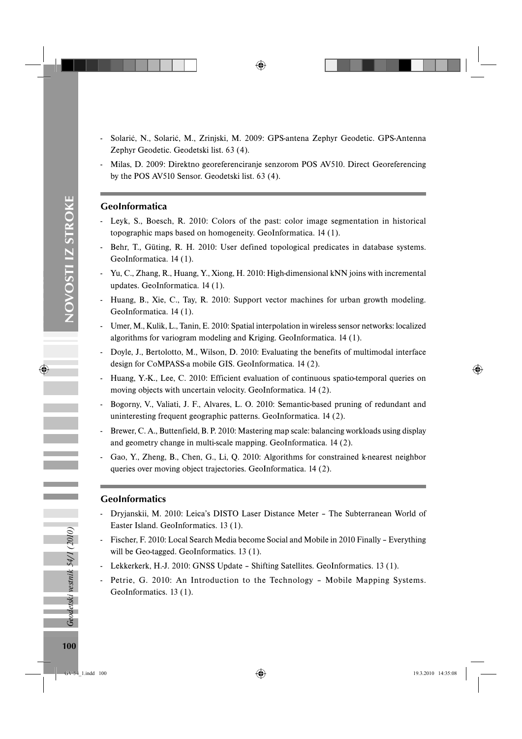- Solarić, N., Solarić, M., Zrinjski, M. 2009: GPS-antena Zephyr Geodetic. GPS-Antenna Zephyr Geodetic. Geodetski list. 63 (4).
- Milas, D. 2009: Direktno georeferenciranje senzorom POS AV510. Direct Georeferencing by the POS AV510 Sensor. Geodetski list. 63 (4).

## GeoInformatica

- Leyk, S., Boesch, R. 2010: Colors of the past: color image segmentation in historical topographic maps based on homogeneity. GeoInformatica. 14 (1).
- Behr, T., Güting, R. H. 2010: User defined topological predicates in database systems. GeoInformatica. 14 (1).
- Yu, C., Zhang, R., Huang, Y., Xiong, H. 2010: High-dimensional kNN joins with incremental updates. GeoInformatica. 14 (1).
- Huang, B., Xie, C., Tay, R. 2010: Support vector machines for urban growth modeling. GeoInformatica. 14 (1).
- Umer, M., Kulik, L., Tanin, E. 2010: Spatial interpolation in wireless sensor networks: localized algorithms for variogram modeling and Kriging. GeoInformatica. 14 (1).
- Doyle, J., Bertolotto, M., Wilson, D. 2010: Evaluating the benefits of multimodal interface design for CoMPASS-a mobile GIS. GeoInformatica. 14 (2).
- Huang, Y.-K., Lee, C. 2010: Efficient evaluation of continuous spatio-temporal queries on moving objects with uncertain velocity. GeoInformatica. 14 (2).
- Bogorny, V., Valiati, J. F., Alvares, L. O. 2010: Semantic-based pruning of redundant and uninteresting frequent geographic patterns. GeoInformatica. 14 (2).
- Brewer, C. A., Buttenfield, B. P. 2010: Mastering map scale: balancing workloads using display and geometry change in multi-scale mapping. GeoInformatica. 14 (2).
- Gao, Y., Zheng, B., Chen, G., Li, Q. 2010: Algorithms for constrained k-nearest neighbor queries over moving object trajectories. GeoInformatica. 14 (2).

## GeoInformatics

- Dryjanskii, M. 2010: Leica's DISTO Laser Distance Meter – The Subterranean World of Easter Island. GeoInformatics. 13 (1).
- Fischer, F. 2010: Local Search Media become Social and Mobile in 2010 Finally – Everything will be Geo-tagged. GeoInformatics. 13 (1).
- Lekkerkerk, H.-J. 2010: GNSS Update – Shifting Satellites. GeoInformatics. 13 (1).
- Petrie, G. 2010: An Introduction to the Technology – Mobile Mapping Systems. GeoInformatics. 13 (1).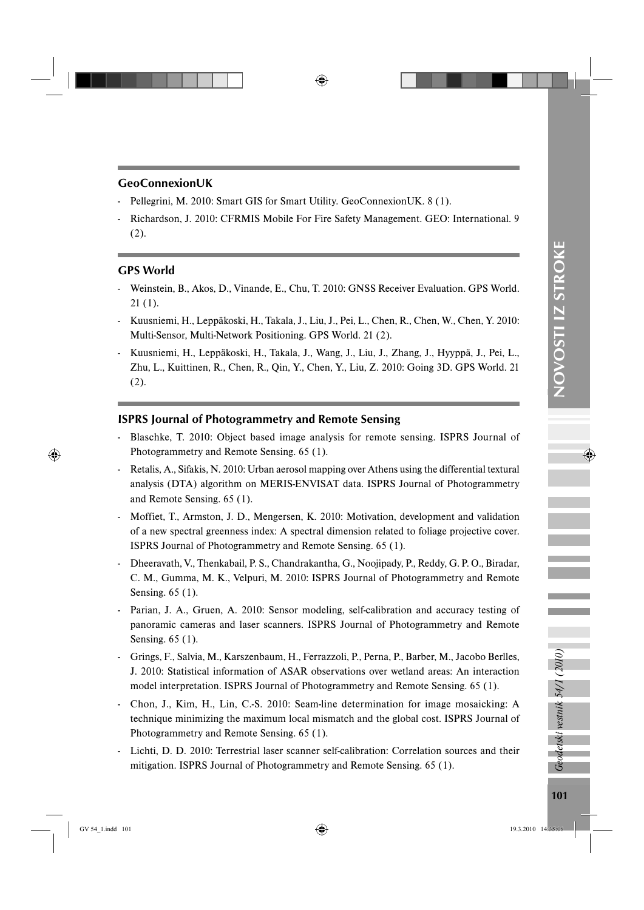## GeoConnexionUK

- Pellegrini, M. 2010: Smart GIS for Smart Utility. GeoConnexionUK. 8 (1).
- Richardson, J. 2010: CFRMIS Mobile For Fire Safety Management. GEO: International. 9 (2).

## GPS World

- Weinstein, B., Akos, D., Vinande, E., Chu, T. 2010: GNSS Receiver Evaluation. GPS World. 21 (1).
- Kuusniemi, H., Leppäkoski, H., Takala, J., Liu, J., Pei, L., Chen, R., Chen, W., Chen, Y. 2010: Multi-Sensor, Multi-Network Positioning. GPS World. 21 (2).
- Kuusniemi, H., Leppäkoski, H., Takala, J., Wang, J., Liu, J., Zhang, J., Hyyppä, J., Pei, L., Zhu, L., Kuittinen, R., Chen, R., Qin, Y., Chen, Y., Liu, Z. 2010: Going 3D. GPS World. 21 (2).

## ISPRS Journal of Photogrammetry and Remote Sensing

- Blaschke, T. 2010: Object based image analysis for remote sensing. ISPRS Journal of Photogrammetry and Remote Sensing. 65 (1).
- Retalis, A., Sifakis, N. 2010: Urban aerosol mapping over Athens using the differential textural analysis (DTA) algorithm on MERIS-ENVISAT data. ISPRS Journal of Photogrammetry and Remote Sensing. 65 (1).
- Moffiet, T., Armston, J. D., Mengersen, K. 2010: Motivation, development and validation of a new spectral greenness index: A spectral dimension related to foliage projective cover. ISPRS Journal of Photogrammetry and Remote Sensing. 65 (1).
- Dheeravath, V., Thenkabail, P. S., Chandrakantha, G., Noojipady, P., Reddy, G. P. O., Biradar, C. M., Gumma, M. K., Velpuri, M. 2010: ISPRS Journal of Photogrammetry and Remote Sensing. 65 (1).
- Parian, J. A., Gruen, A. 2010: Sensor modeling, self-calibration and accuracy testing of panoramic cameras and laser scanners. ISPRS Journal of Photogrammetry and Remote Sensing. 65 (1).
- Grings, F., Salvia, M., Karszenbaum, H., Ferrazzoli, P., Perna, P., Barber, M., Jacobo Berlles, J. 2010: Statistical information of ASAR observations over wetland areas: An interaction model interpretation. ISPRS Journal of Photogrammetry and Remote Sensing. 65 (1).
- Chon, J., Kim, H., Lin, C.-S. 2010: Seam-line determination for image mosaicking: A technique minimizing the maximum local mismatch and the global cost. ISPRS Journal of Photogrammetry and Remote Sensing. 65 (1).
- Lichti, D. D. 2010: Terrestrial laser scanner self-calibration: Correlation sources and their mitigation. ISPRS Journal of Photogrammetry and Remote Sensing. 65 (1).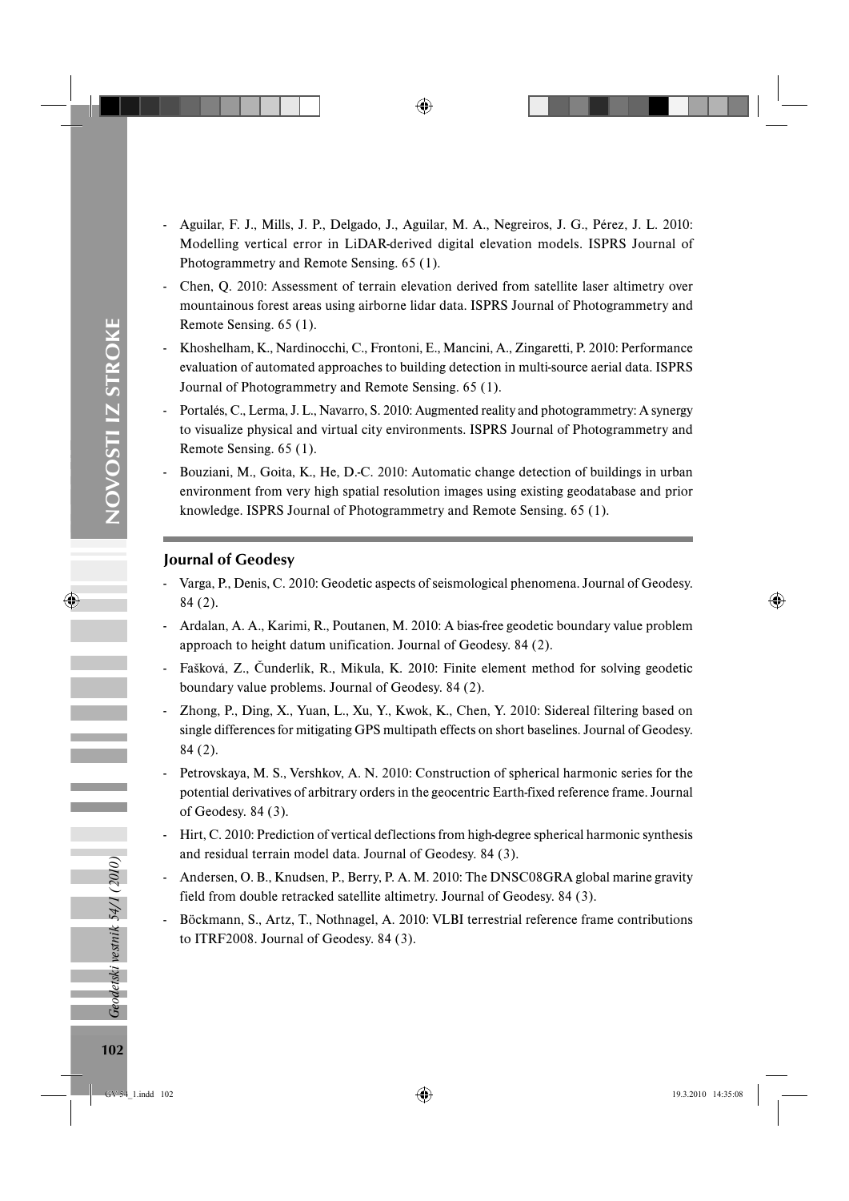- Aguilar, F. J., Mills, J. P., Delgado, J., Aguilar, M. A., Negreiros, J. G., Pérez, J. L. 2010: Modelling vertical error in LiDAR-derived digital elevation models. ISPRS Journal of Photogrammetry and Remote Sensing. 65 (1).
- Chen, Q. 2010: Assessment of terrain elevation derived from satellite laser altimetry over mountainous forest areas using airborne lidar data. ISPRS Journal of Photogrammetry and Remote Sensing. 65 (1).
- Khoshelham, K., Nardinocchi, C., Frontoni, E., Mancini, A., Zingaretti, P. 2010: Performance evaluation of automated approaches to building detection in multi-source aerial data. ISPRS Journal of Photogrammetry and Remote Sensing. 65 (1).
- Portalés, C., Lerma, J. L., Navarro, S. 2010: Augmented reality and photogrammetry: A synergy to visualize physical and virtual city environments. ISPRS Journal of Photogrammetry and Remote Sensing. 65 (1).
- Bouziani, M., Goita, K., He, D.-C. 2010: Automatic change detection of buildings in urban environment from very high spatial resolution images using existing geodatabase and prior knowledge. ISPRS Journal of Photogrammetry and Remote Sensing. 65 (1).

## Journal of Geodesy

- Varga, P., Denis, C. 2010: Geodetic aspects of seismological phenomena. Journal of Geodesy. 84 (2).
- Ardalan, A. A., Karimi, R., Poutanen, M. 2010: A bias-free geodetic boundary value problem approach to height datum unification. Journal of Geodesy. 84 (2).
- Fašková, Z., Čunderlík, R., Mikula, K. 2010: Finite element method for solving geodetic boundary value problems. Journal of Geodesy. 84 (2).
- Zhong, P., Ding, X., Yuan, L., Xu, Y., Kwok, K., Chen, Y. 2010: Sidereal filtering based on single differences for mitigating GPS multipath effects on short baselines. Journal of Geodesy. 84 (2).
- Petrovskaya, M. S., Vershkov, A. N. 2010: Construction of spherical harmonic series for the potential derivatives of arbitrary orders in the geocentric Earth-fixed reference frame. Journal of Geodesy. 84 (3).
- Hirt, C. 2010: Prediction of vertical deflections from high-degree spherical harmonic synthesis and residual terrain model data. Journal of Geodesy. 84 (3).
- Andersen, O. B., Knudsen, P., Berry, P. A. M. 2010: The DNSC08GRA global marine gravity field from double retracked satellite altimetry. Journal of Geodesy. 84 (3).
- Böckmann, S., Artz, T., Nothnagel, A. 2010: VLBI terrestrial reference frame contributions to ITRF2008. Journal of Geodesy. 84 (3).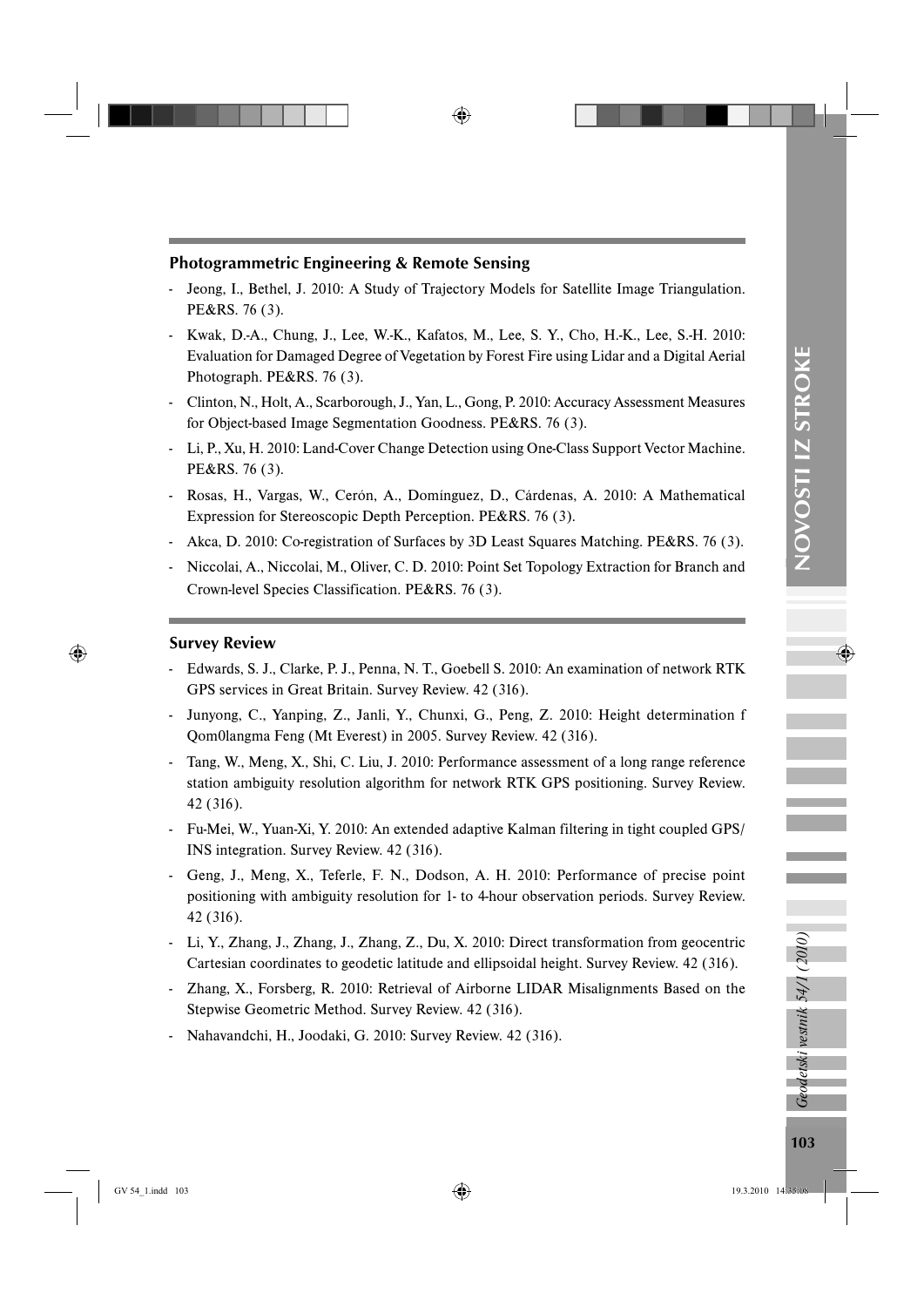### Photogrammetric Engineering & Remote Sensing

- Jeong, I., Bethel, J. 2010: A Study of Trajectory Models for Satellite Image Triangulation. PE&RS. 76 (3).
- Kwak, D.-A., Chung, J., Lee, W.-K., Kafatos, M., Lee, S. Y., Cho, H.-K., Lee, S.-H. 2010: Evaluation for Damaged Degree of Vegetation by Forest Fire using Lidar and a Digital Aerial Photograph. PE&RS. 76 (3).
- Clinton, N., Holt, A., Scarborough, J., Yan, L., Gong, P. 2010: Accuracy Assessment Measures for Object-based Image Segmentation Goodness. PE&RS. 76 (3).
- Li, P., Xu, H. 2010: Land-Cover Change Detection using One-Class Support Vector Machine. PE&RS. 76 (3).
- Rosas, H., Vargas, W., Cerón, A., Domínguez, D., Cárdenas, A. 2010: A Mathematical Expression for Stereoscopic Depth Perception. PE&RS. 76 (3).
- Akca, D. 2010: Co-registration of Surfaces by 3D Least Squares Matching. PE&RS. 76 (3).
- Niccolai, A., Niccolai, M., Oliver, C. D. 2010: Point Set Topology Extraction for Branch and Crown-level Species Classification. PE&RS. 76 (3).

### Survey Review

- Edwards, S. J., Clarke, P. J., Penna, N. T., Goebell S. 2010: An examination of network RTK GPS services in Great Britain. Survey Review. 42 (316).
- Junyong, C., Yanping, Z., Janli, Y., Chunxi, G., Peng, Z. 2010: Height determination f Qom0langma Feng (Mt Everest) in 2005. Survey Review. 42 (316).
- Tang, W., Meng, X., Shi, C. Liu, J. 2010: Performance assessment of a long range reference station ambiguity resolution algorithm for network RTK GPS positioning. Survey Review. 42 (316).
- Fu-Mei, W., Yuan-Xi, Y. 2010: An extended adaptive Kalman filtering in tight coupled GPS/INS integration. Survey Review. 42 (316).
- Geng, J., Meng, X., Teferle, F. N., Dodson, A. H. 2010: Performance of precise point positioning with ambiguity resolution for 1- to 4-hour observation periods. Survey Review. 42 (316).
- Li, Y., Zhang, J., Zhang, J., Zhang, Z., Du, X. 2010: Direct transformation from geocentric Cartesian coordinates to geodetic latitude and ellipsoidal height. Survey Review. 42 (316).
- Zhang, X., Forsberg, R. 2010: Retrieval of Airborne LIDAR Misalignments Based on the Stepwise Geometric Method. Survey Review. 42 (316).
- Nahavandchi, H., Joodaki, G. 2010: Survey Review. 42 (316).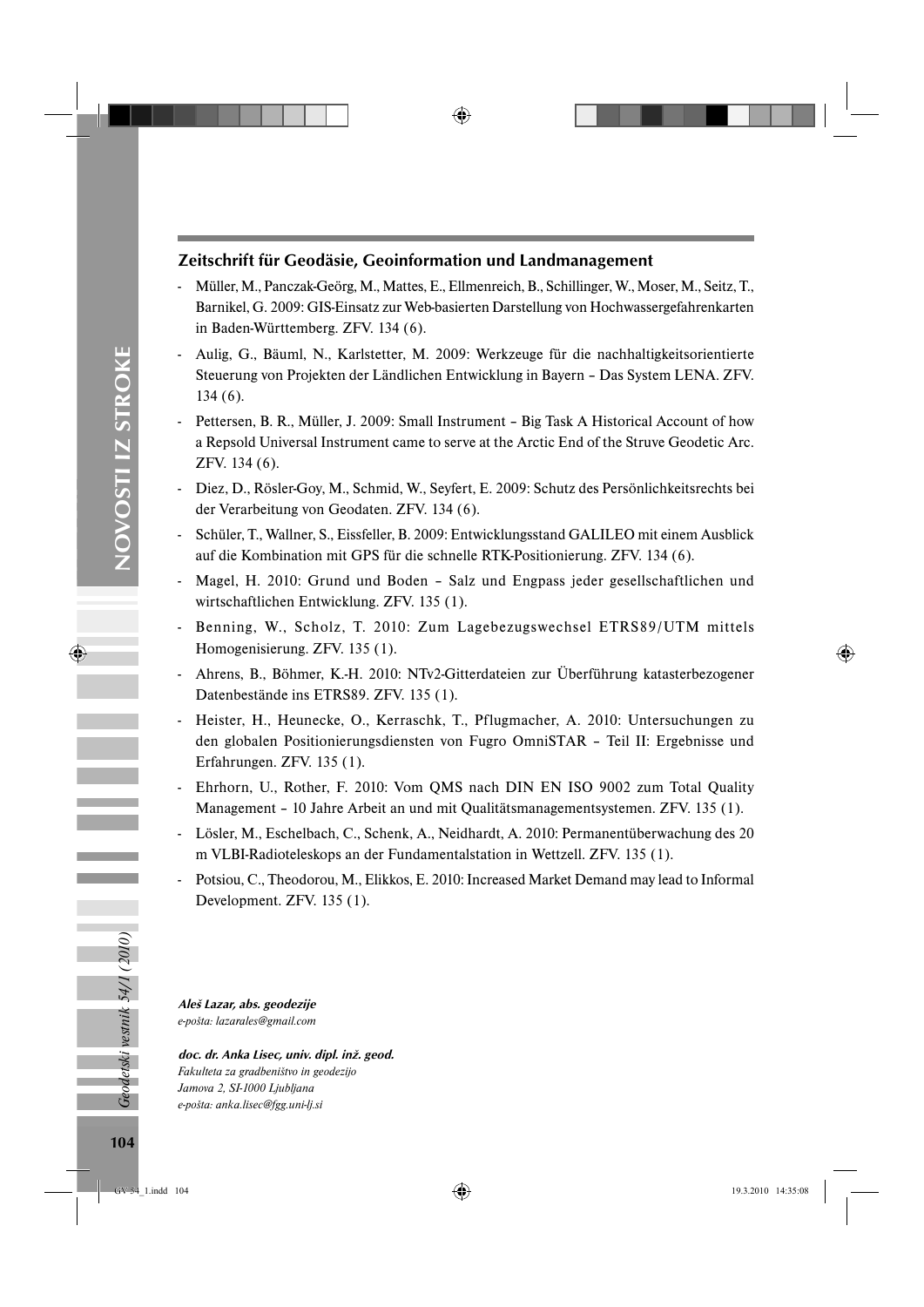### Zeitschrift für Geodäsie, Geoinformation und Landmanagement

- Müller, M., Panczak-Geörg, M., Mattes, E., Ellmenreich, B., Schillinger, W., Moser, M., Seitz, T., Barnikel, G. 2009: GIS-Einsatz zur Web-basierten Darstellung von Hochwassergefahrenkarten in Baden-Württemberg. ZFV. 134 (6).
- Aulig, G., Bäuml, N., Karlstetter, M. 2009: Werkzeuge für die nachhaltigkeitsorientierte Steuerung von Projekten der Ländlichen Entwicklung in Bayern – Das System LENA. ZFV. 134 (6).
- Pettersen, B. R., Müller, J. 2009: Small Instrument – Big Task A Historical Account of how a Repsold Universal Instrument came to serve at the Arctic End of the Struve Geodetic Arc. ZFV. 134 (6).
- Diez, D., Rösler-Goy, M., Schmid, W., Seyfert, E. 2009: Schutz des Persönlichkeitsrechts bei der Verarbeitung von Geodaten. ZFV. 134 (6).
- Schüler, T., Wallner, S., Eissfeller, B. 2009: Entwicklungsstand GALILEO mit einem Ausblick auf die Kombination mit GPS für die schnelle RTK-Positionierung. ZFV. 134 (6).
- Magel, H. 2010: Grund und Boden – Salz und Engpass jeder gesellschaftlichen und wirtschaftlichen Entwicklung. ZFV. 135 (1).
- Benning, W., Scholz, T. 2010: Zum Lagebezugswechsel ETRS89/UTM mittels Homogenisierung. ZFV. 135 (1).
- Ahrens, B., Böhmer, K.-H. 2010: NTv2-Gitterdateien zur Überführung katasterbezogener Datenbestände ins ETRS89. ZFV. 135 (1).
- Heister, H., Heunecke, O., Kerraschk, T., Pflugmacher, A. 2010: Untersuchungen zu den globalen Positionierungsdiensten von Fugro OmniSTAR – Teil II: Ergebnisse und Erfahrungen. ZFV. 135 (1).
- Ehrhorn, U., Rother, F. 2010: Vom QMS nach DIN EN ISO 9002 zum Total Quality Management – 10 Jahre Arbeit an und mit Qualitätsmanagementsystemen. ZFV. 135 (1).
- Lösler, M., Eschelbach, C., Schenk, A., Neidhardt, A. 2010: Permanentüberwachung des 20 m VLBI-Radioteleskops an der Fundamentalstation in Wettzell. ZFV. 135 (1).
- Potsiou, C., Theodorou, M., Elikkos, E. 2010: Increased Market Demand may lead to Informal Development. ZFV. 135 (1).

***Aleš Lazar, abs. geodezije***
*e-pošta: lazarales@gmail.com*

***doc. dr. Anka Lisec, univ. dipl. inž. geod.***
*Fakulteta za gradbeništvo in geodezijo*
*Jamova 2, SI-1000 Ljubljana*
*e-pošta: anka.lisec@fgg.uni-lj.si*